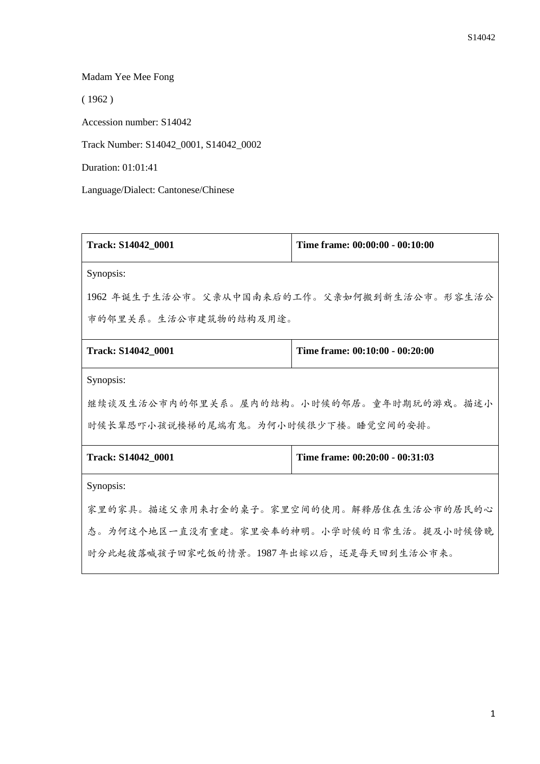Madam Yee Mee Fong

( 1962 )

Accession number: S14042

Track Number: S14042_0001, S14042_0002

Duration: 01:01:41

Language/Dialect: Cantonese/Chinese

| **Track: S14042_0001** | **Time frame: 00:00:00 - 00:10:00** |
|---|---|
| Synopsis:<br>1962 年诞生于生活公市。父亲从中国南来后的工作。父亲如何搬到新生活公市。形容生活公市的邻里关系。生活公市建筑物的结构及用途。 | |
| **Track: S14042_0001** | **Time frame: 00:10:00 - 00:20:00** |
| Synopsis:<br>继续谈及生活公市内的邻里关系。屋内的结构。小时候的邻居。童年时期玩的游戏。描述小时候长辈恐吓小孩说楼梯的尾端有鬼。为何小时候很少下楼。睡觉空间的安排。 | |
| **Track: S14042_0001** | **Time frame: 00:20:00 - 00:31:03** |
| Synopsis:<br>家里的家具。描述父亲用来打金的桌子。家里空间的使用。解释居住在生活公市的居民的心态。为何这个地区一直没有重建。家里安奉的神明。小学时候的日常生活。提及小时候傍晚时分此起彼落喊孩子回家吃饭的情景。1987 年出嫁以后，还是每天回到生活公市来。 | |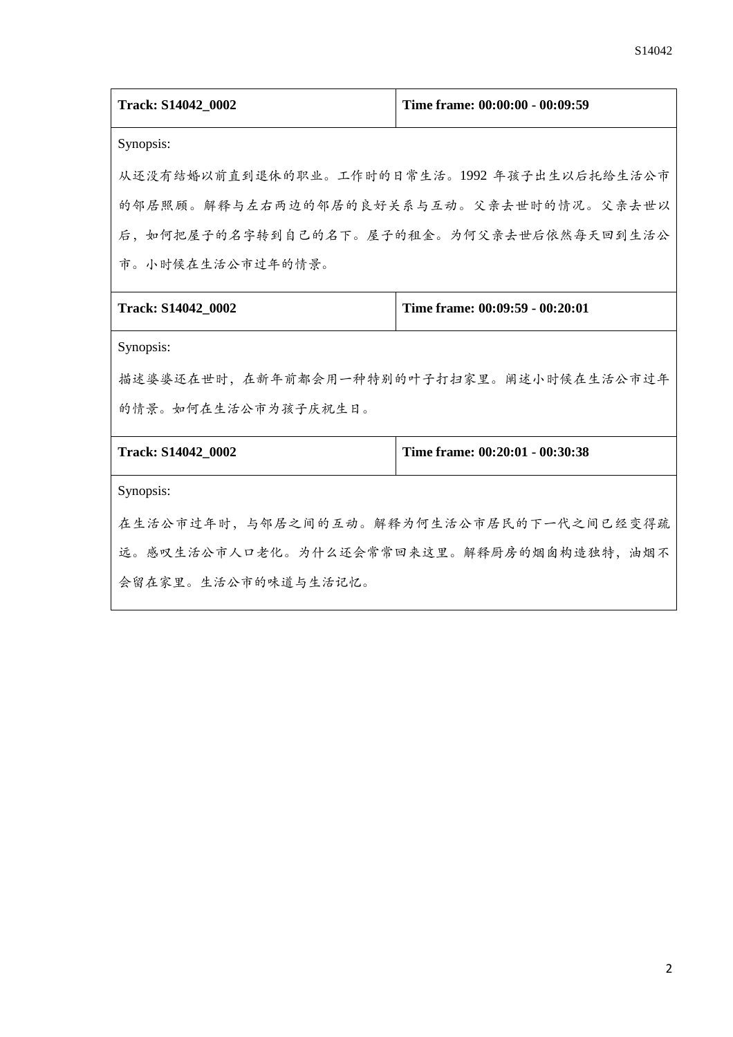| Track: S14042_0002 | Time frame: 00:00:00 - 00:09:59 |
| --- | --- |
| Synopsis: 从还没有结婚以前直到退休的职业。工作时的日常生活。1992 年孩子出生以后托给生活公市的邻居照顾。解释与左右两边的邻居的良好关系与互动。父亲去世时的情况。父亲去世以后，如何把屋子的名字转到自己的名下。屋子的租金。为何父亲去世后依然每天回到生活公市。小时候在生活公市过年的情景。 | |

| Track: S14042_0002 | Time frame: 00:09:59 - 00:20:01 |
| --- | --- |
| Synopsis: 描述婆婆还在世时，在新年前都会用一种特别的叶子打扫家里。阐述小时候在生活公市过年的情景。如何在生活公市为孩子庆祝生日。 | |

| Track: S14042_0002 | Time frame: 00:20:01 - 00:30:38 |
| --- | --- |
| Synopsis: 在生活公市过年时，与邻居之间的互动。解释为何生活公市居民的下一代之间已经变得疏远。感叹生活公市人口老化。为什么还会常常回来这里。解释厨房的烟囱构造独特，油烟不会留在家里。生活公市的味道与生活记忆。 | |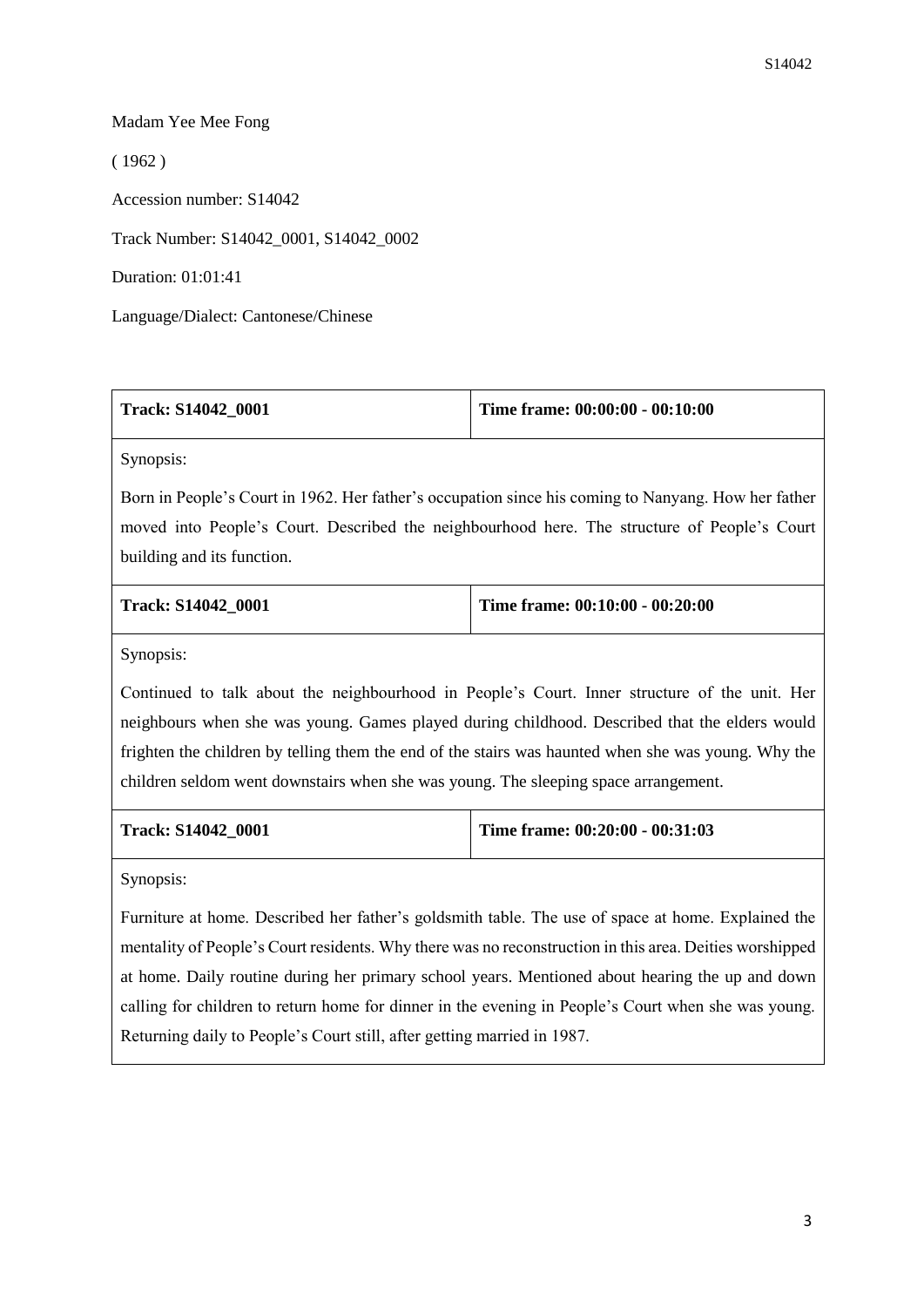Madam Yee Mee Fong

( 1962 )

Accession number: S14042

Track Number: S14042_0001, S14042_0002

Duration: 01:01:41

Language/Dialect: Cantonese/Chinese

| **Track: S14042_0001** | **Time frame: 00:00:00 - 00:10:00** |
| --- | --- |
| Synopsis: Born in People's Court in 1962. Her father's occupation since his coming to Nanyang. How her father moved into People's Court. Described the neighbourhood here. The structure of People's Court building and its function. | |
| **Track: S14042_0001** | **Time frame: 00:10:00 - 00:20:00** |
| Synopsis: Continued to talk about the neighbourhood in People's Court. Inner structure of the unit. Her neighbours when she was young. Games played during childhood. Described that the elders would frighten the children by telling them the end of the stairs was haunted when she was young. Why the children seldom went downstairs when she was young. The sleeping space arrangement. | |
| **Track: S14042_0001** | **Time frame: 00:20:00 - 00:31:03** |
| Synopsis: Furniture at home. Described her father's goldsmith table. The use of space at home. Explained the mentality of People's Court residents. Why there was no reconstruction in this area. Deities worshipped at home. Daily routine during her primary school years. Mentioned about hearing the up and down calling for children to return home for dinner in the evening in People's Court when she was young. Returning daily to People's Court still, after getting married in 1987. | |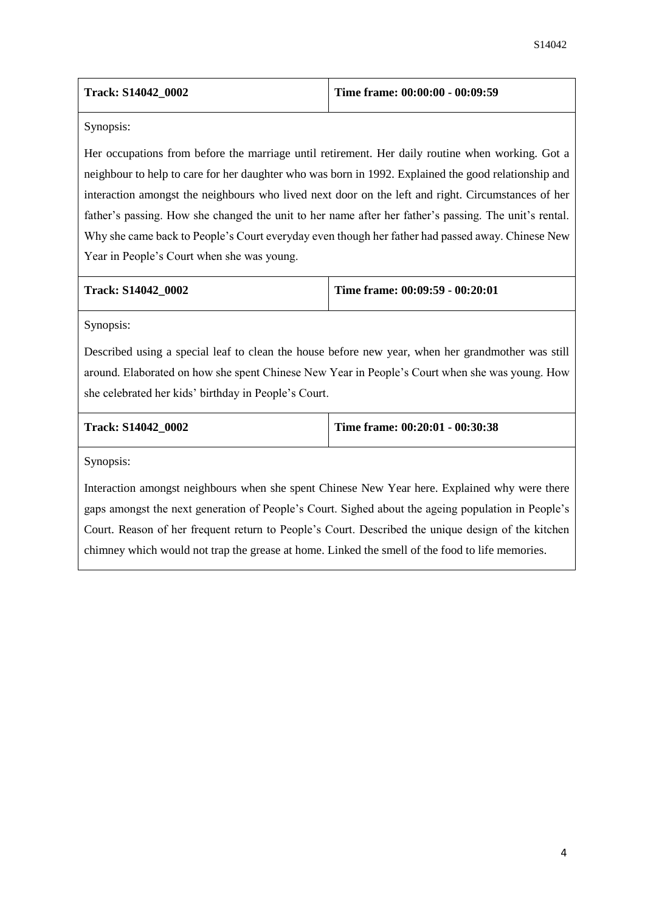| Track: S14042_0002 | Time frame: 00:00:00 - 00:09:59 |
|---|---|

Synopsis:

Her occupations from before the marriage until retirement. Her daily routine when working. Got a neighbour to help to care for her daughter who was born in 1992. Explained the good relationship and interaction amongst the neighbours who lived next door on the left and right. Circumstances of her father's passing. How she changed the unit to her name after her father's passing. The unit's rental. Why she came back to People's Court everyday even though her father had passed away. Chinese New Year in People's Court when she was young.

| Track: S14042_0002 | Time frame: 00:09:59 - 00:20:01 |
|---|---|

Synopsis:

Described using a special leaf to clean the house before new year, when her grandmother was still around. Elaborated on how she spent Chinese New Year in People's Court when she was young. How she celebrated her kids' birthday in People's Court.

| Track: S14042_0002 | Time frame: 00:20:01 - 00:30:38 |
|---|---|

Synopsis:

Interaction amongst neighbours when she spent Chinese New Year here. Explained why were there gaps amongst the next generation of People's Court. Sighed about the ageing population in People's Court. Reason of her frequent return to People's Court. Described the unique design of the kitchen chimney which would not trap the grease at home. Linked the smell of the food to life memories.